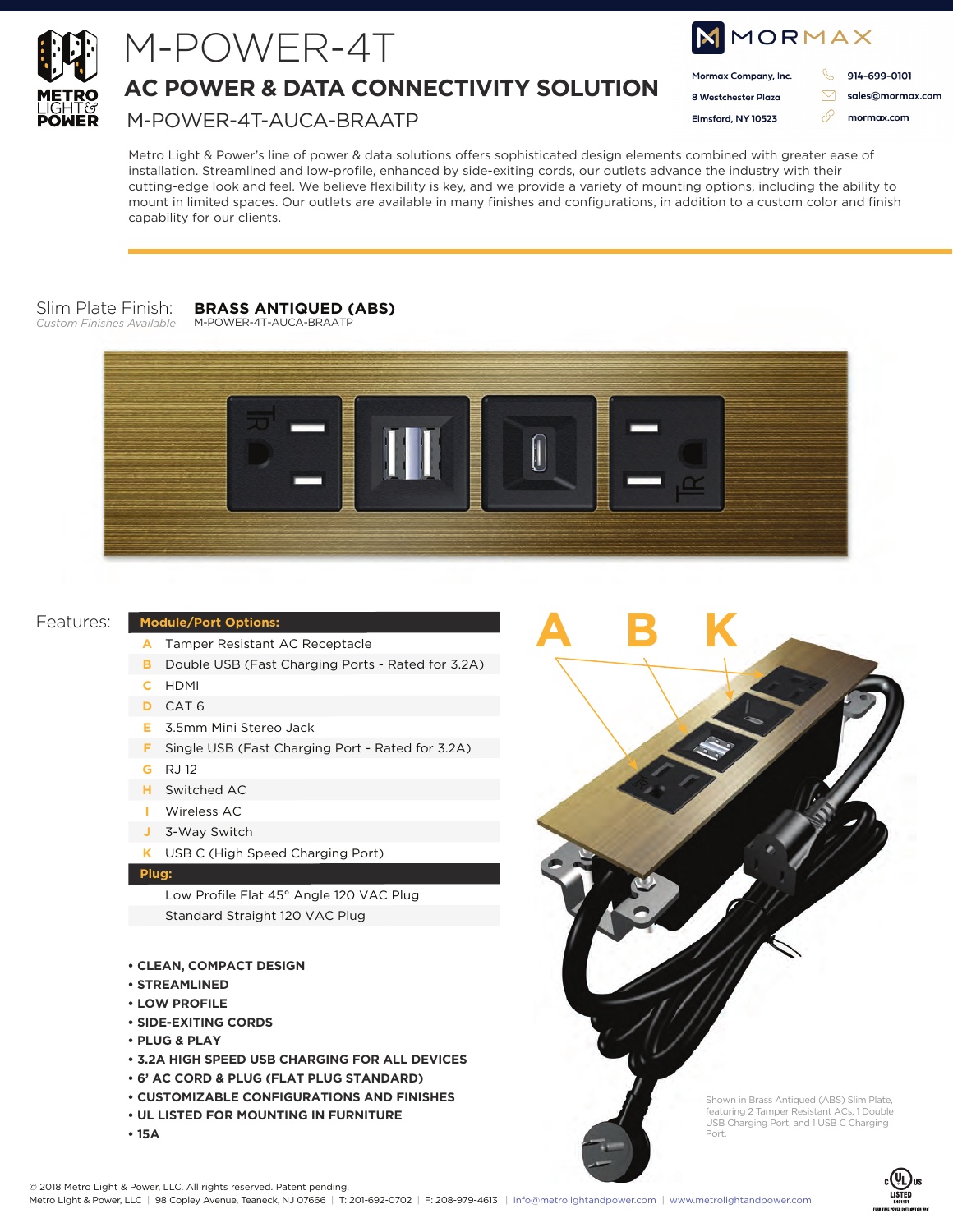# M-POWER-4T

## AC POWER & DATA CONNECTIVITY SOLUTION

M-POWER-4T-AUCA-BRAATP

MORMAX

Mormax Company, Inc.
8 Westchester Plaza
Elmsford, NY 10523

914-699-0101
sales@mormax.com
mormax.com

Metro Light & Power's line of power & data solutions offers sophisticated design elements combined with greater ease of installation. Streamlined and low-profile, enhanced by side-exiting cords, our outlets advance the industry with their cutting-edge look and feel. We believe flexibility is key, and we provide a variety of mounting options, including the ability to mount in limited spaces. Our outlets are available in many finishes and configurations, in addition to a custom color and finish capability for our clients.

Slim Plate Finish: **BRASS ANTIQUED (ABS)**
*Custom Finishes Available* M-POWER-4T-AUCA-BRAATP

Features:

| Module/Port Options: | |
|---|---|
| A | Tamper Resistant AC Receptacle |
| B | Double USB (Fast Charging Ports - Rated for 3.2A) |
| C | HDMI |
| D | CAT 6 |
| E | 3.5mm Mini Stereo Jack |
| F | Single USB (Fast Charging Port - Rated for 3.2A) |
| G | RJ 12 |
| H | Switched AC |
| I | Wireless AC |
| J | 3-Way Switch |
| K | USB C (High Speed Charging Port) |
| **Plug:** | |
| | Low Profile Flat 45° Angle 120 VAC Plug |
| | Standard Straight 120 VAC Plug |

- **CLEAN, COMPACT DESIGN**
- **STREAMLINED**
- **LOW PROFILE**
- **SIDE-EXITING CORDS**
- **PLUG & PLAY**
- **3.2A HIGH SPEED USB CHARGING FOR ALL DEVICES**
- **6' AC CORD & PLUG (FLAT PLUG STANDARD)**
- **CUSTOMIZABLE CONFIGURATIONS AND FINISHES**
- **UL LISTED FOR MOUNTING IN FURNITURE**
- **15A**

A B K

Shown in Brass Antiqued (ABS) Slim Plate, featuring 2 Tamper Resistant ACs, 1 Double USB Charging Port, and 1 USB C Charging Port.

© 2018 Metro Light & Power, LLC. All rights reserved. Patent pending.
Metro Light & Power, LLC | 98 Copley Avenue, Teaneck, NJ 07666 | T: 201-692-0702 | F: 208-979-4613 | info@metrolightandpower.com | www.metrolightandpower.com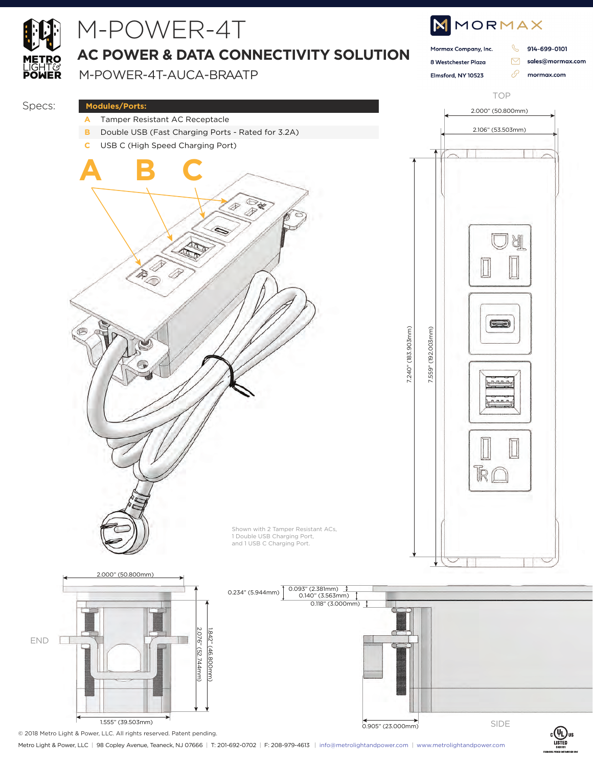# M-POWER-4T

## AC POWER & DATA CONNECTIVITY SOLUTION

M-POWER-4T-AUCA-BRAATP

Mormax Company, Inc.
8 Westchester Plaza
Elmsford, NY 10523

914-699-0101
sales@mormax.com
mormax.com

Specs:

**Modules/Ports:**

- **A** Tamper Resistant AC Receptacle
- **B** Double USB (Fast Charging Ports - Rated for 3.2A)
- **C** USB C (High Speed Charging Port)

A B C

Shown with 2 Tamper Resistant ACs, 1 Double USB Charging Port, and 1 USB C Charging Port.

TOP

2.000" (50.800mm)
2.106" (53.503mm)
7.240" (183.903mm)
7.559" (192.003mm)

END

2.000" (50.800mm)
2.076" (52.744mm)
1.842" (46.800mm)
1.555" (39.503mm)

SIDE

0.234" (5.944mm)
0.093" (2.381mm)
0.140" (3.563mm)
0.118" (3.000mm)
0.905" (23.000mm)

© 2018 Metro Light & Power, LLC. All rights reserved. Patent pending.

Metro Light & Power, LLC | 98 Copley Avenue, Teaneck, NJ 07666 | T: 201-692-0702 | F: 208-979-4613 | info@metrolightandpower.com | www.metrolightandpower.com